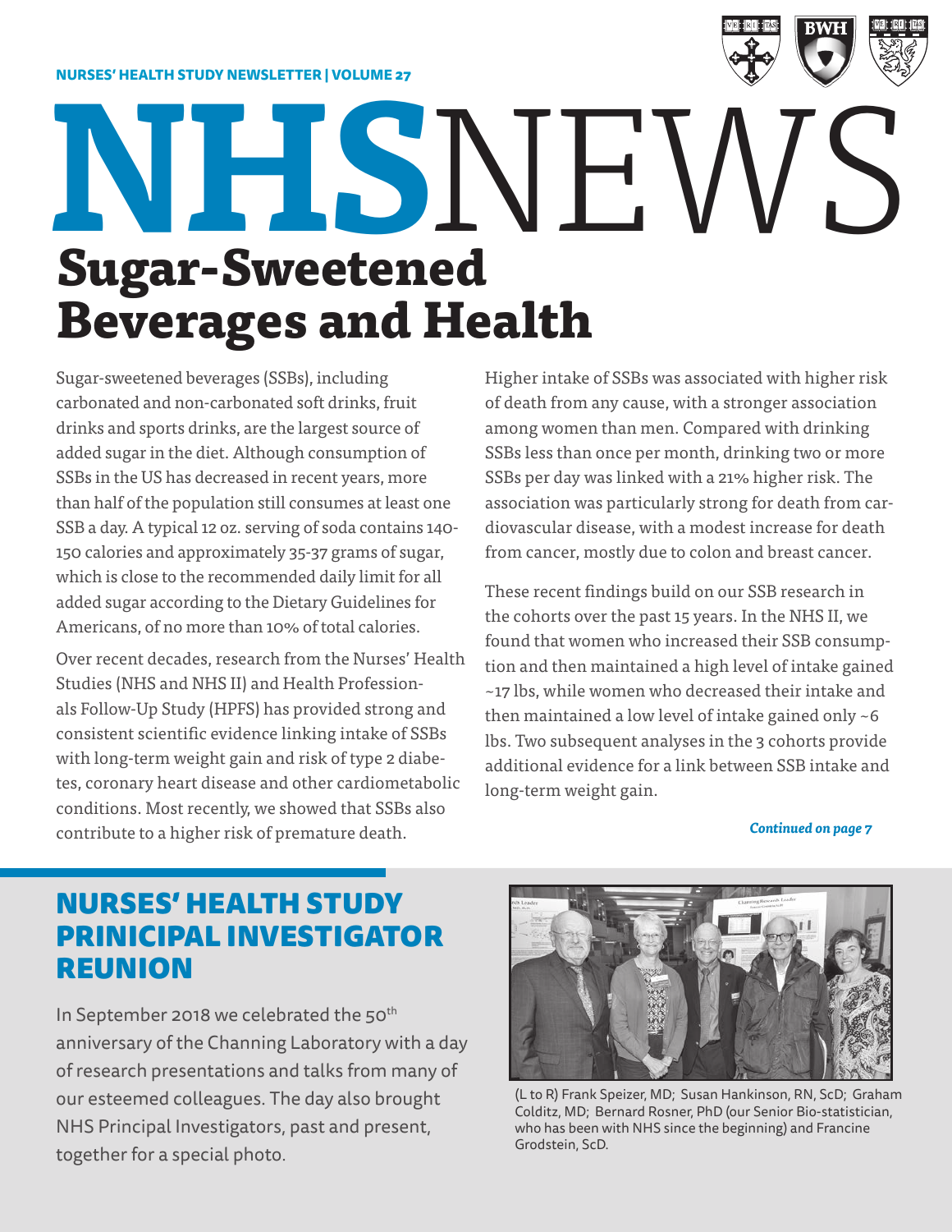NURSES' HEALTH STUDY NEWSLETTER | VOLUME 27

# NHSNEWS

## Sugar-Sweetened Beverages and Health

Sugar-sweetened beverages (SSBs), including carbonated and non-carbonated soft drinks, fruit drinks and sports drinks, are the largest source of added sugar in the diet. Although consumption of SSBs in the US has decreased in recent years, more than half of the population still consumes at least one SSB a day. A typical 12 oz. serving of soda contains 140-150 calories and approximately 35-37 grams of sugar, which is close to the recommended daily limit for all added sugar according to the Dietary Guidelines for Americans, of no more than 10% of total calories.

Over recent decades, research from the Nurses' Health Studies (NHS and NHS II) and Health Professionals Follow-Up Study (HPFS) has provided strong and consistent scientific evidence linking intake of SSBs with long-term weight gain and risk of type 2 diabetes, coronary heart disease and other cardiometabolic conditions. Most recently, we showed that SSBs also contribute to a higher risk of premature death.

Higher intake of SSBs was associated with higher risk of death from any cause, with a stronger association among women than men. Compared with drinking SSBs less than once per month, drinking two or more SSBs per day was linked with a 21% higher risk. The association was particularly strong for death from cardiovascular disease, with a modest increase for death from cancer, mostly due to colon and breast cancer.

These recent findings build on our SSB research in the cohorts over the past 15 years. In the NHS II, we found that women who increased their SSB consumption and then maintained a high level of intake gained ~17 lbs, while women who decreased their intake and then maintained a low level of intake gained only ~6 lbs. Two subsequent analyses in the 3 cohorts provide additional evidence for a link between SSB intake and long-term weight gain.

*Continued on page 7*

## NURSES' HEALTH STUDY PRINICIPAL INVESTIGATOR REUNION

In September 2018 we celebrated the 50th anniversary of the Channing Laboratory with a day of research presentations and talks from many of our esteemed colleagues. The day also brought NHS Principal Investigators, past and present, together for a special photo.

(L to R) Frank Speizer, MD; Susan Hankinson, RN, ScD; Graham Colditz, MD; Bernard Rosner, PhD (our Senior Bio-statistician, who has been with NHS since the beginning) and Francine Grodstein, ScD.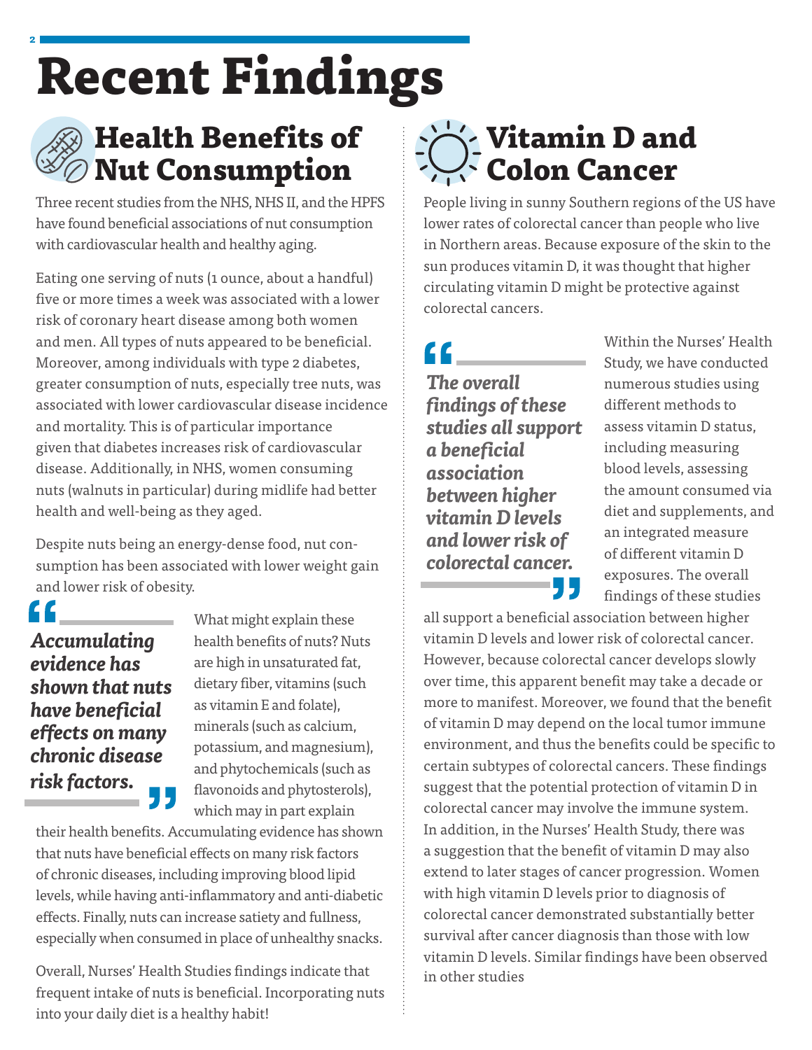# Recent Findings

## Health Benefits of Nut Consumption

Three recent studies from the NHS, NHS II, and the HPFS have found beneficial associations of nut consumption with cardiovascular health and healthy aging.

Eating one serving of nuts (1 ounce, about a handful) five or more times a week was associated with a lower risk of coronary heart disease among both women and men. All types of nuts appeared to be beneficial. Moreover, among individuals with type 2 diabetes, greater consumption of nuts, especially tree nuts, was associated with lower cardiovascular disease incidence and mortality. This is of particular importance given that diabetes increases risk of cardiovascular disease. Additionally, in NHS, women consuming nuts (walnuts in particular) during midlife had better health and well-being as they aged.

Despite nuts being an energy-dense food, nut consumption has been associated with lower weight gain and lower risk of obesity.

> ***Accumulating evidence has shown that nuts have beneficial effects on many chronic disease risk factors.***

What might explain these health benefits of nuts? Nuts are high in unsaturated fat, dietary fiber, vitamins (such as vitamin E and folate), minerals (such as calcium, potassium, and magnesium), and phytochemicals (such as flavonoids and phytosterols), which may in part explain their health benefits. Accumulating evidence has shown that nuts have beneficial effects on many risk factors of chronic diseases, including improving blood lipid levels, while having anti-inflammatory and anti-diabetic effects. Finally, nuts can increase satiety and fullness, especially when consumed in place of unhealthy snacks.

Overall, Nurses' Health Studies findings indicate that frequent intake of nuts is beneficial. Incorporating nuts into your daily diet is a healthy habit!

## Vitamin D and Colon Cancer

People living in sunny Southern regions of the US have lower rates of colorectal cancer than people who live in Northern areas. Because exposure of the skin to the sun produces vitamin D, it was thought that higher circulating vitamin D might be protective against colorectal cancers.

> ***The overall findings of these studies all support a beneficial association between higher vitamin D levels and lower risk of colorectal cancer.***

Within the Nurses' Health Study, we have conducted numerous studies using different methods to assess vitamin D status, including measuring blood levels, assessing the amount consumed via diet and supplements, and an integrated measure of different vitamin D exposures. The overall findings of these studies all support a beneficial association between higher vitamin D levels and lower risk of colorectal cancer. However, because colorectal cancer develops slowly over time, this apparent benefit may take a decade or more to manifest. Moreover, we found that the benefit of vitamin D may depend on the local tumor immune environment, and thus the benefits could be specific to certain subtypes of colorectal cancers. These findings suggest that the potential protection of vitamin D in colorectal cancer may involve the immune system. In addition, in the Nurses' Health Study, there was a suggestion that the benefit of vitamin D may also extend to later stages of cancer progression. Women with high vitamin D levels prior to diagnosis of colorectal cancer demonstrated substantially better survival after cancer diagnosis than those with low vitamin D levels. Similar findings have been observed in other studies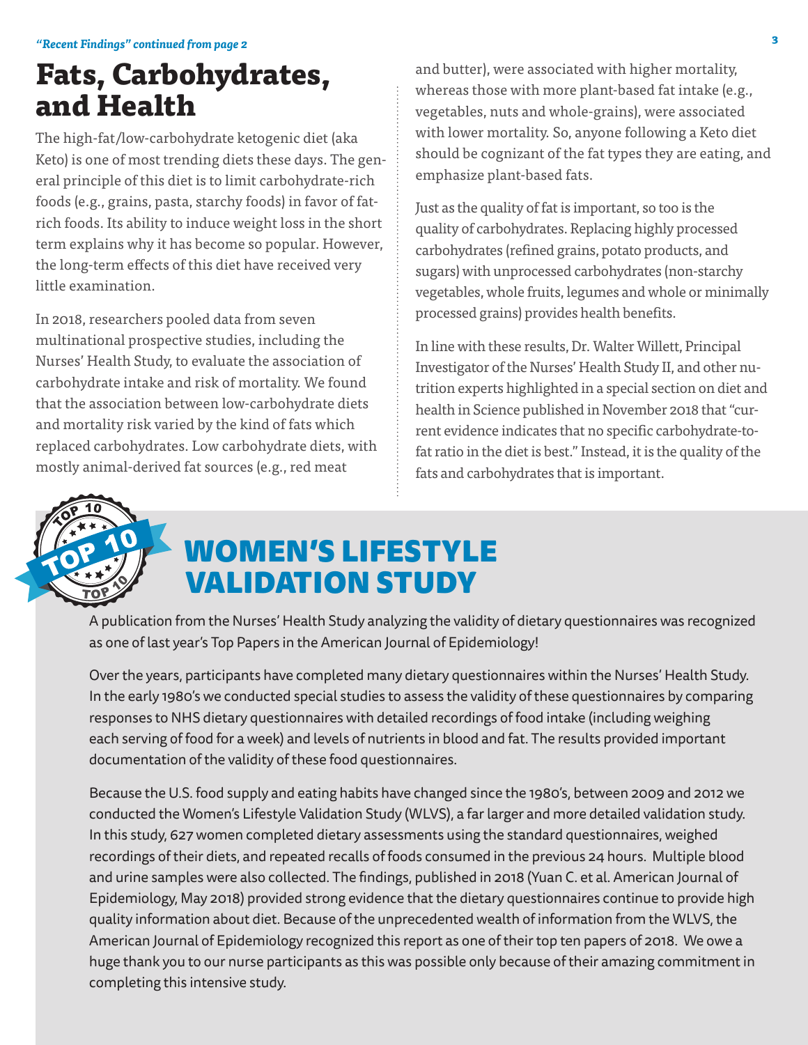*"Recent Findings" continued from page 2*

# Fats, Carbohydrates, and Health

The high-fat/low-carbohydrate ketogenic diet (aka Keto) is one of most trending diets these days. The general principle of this diet is to limit carbohydrate-rich foods (e.g., grains, pasta, starchy foods) in favor of fat-rich foods. Its ability to induce weight loss in the short term explains why it has become so popular. However, the long-term effects of this diet have received very little examination.

In 2018, researchers pooled data from seven multinational prospective studies, including the Nurses' Health Study, to evaluate the association of carbohydrate intake and risk of mortality. We found that the association between low-carbohydrate diets and mortality risk varied by the kind of fats which replaced carbohydrates. Low carbohydrate diets, with mostly animal-derived fat sources (e.g., red meat and butter), were associated with higher mortality, whereas those with more plant-based fat intake (e.g., vegetables, nuts and whole-grains), were associated with lower mortality. So, anyone following a Keto diet should be cognizant of the fat types they are eating, and emphasize plant-based fats.

Just as the quality of fat is important, so too is the quality of carbohydrates. Replacing highly processed carbohydrates (refined grains, potato products, and sugars) with unprocessed carbohydrates (non-starchy vegetables, whole fruits, legumes and whole or minimally processed grains) provides health benefits.

In line with these results, Dr. Walter Willett, Principal Investigator of the Nurses' Health Study II, and other nutrition experts highlighted in a special section on diet and health in Science published in November 2018 that "current evidence indicates that no specific carbohydrate-to-fat ratio in the diet is best." Instead, it is the quality of the fats and carbohydrates that is important.

# WOMEN'S LIFESTYLE VALIDATION STUDY

A publication from the Nurses' Health Study analyzing the validity of dietary questionnaires was recognized as one of last year's Top Papers in the American Journal of Epidemiology!

Over the years, participants have completed many dietary questionnaires within the Nurses' Health Study. In the early 1980's we conducted special studies to assess the validity of these questionnaires by comparing responses to NHS dietary questionnaires with detailed recordings of food intake (including weighing each serving of food for a week) and levels of nutrients in blood and fat. The results provided important documentation of the validity of these food questionnaires.

Because the U.S. food supply and eating habits have changed since the 1980's, between 2009 and 2012 we conducted the Women's Lifestyle Validation Study (WLVS), a far larger and more detailed validation study. In this study, 627 women completed dietary assessments using the standard questionnaires, weighed recordings of their diets, and repeated recalls of foods consumed in the previous 24 hours. Multiple blood and urine samples were also collected. The findings, published in 2018 (Yuan C. et al. American Journal of Epidemiology, May 2018) provided strong evidence that the dietary questionnaires continue to provide high quality information about diet. Because of the unprecedented wealth of information from the WLVS, the American Journal of Epidemiology recognized this report as one of their top ten papers of 2018. We owe a huge thank you to our nurse participants as this was possible only because of their amazing commitment in completing this intensive study.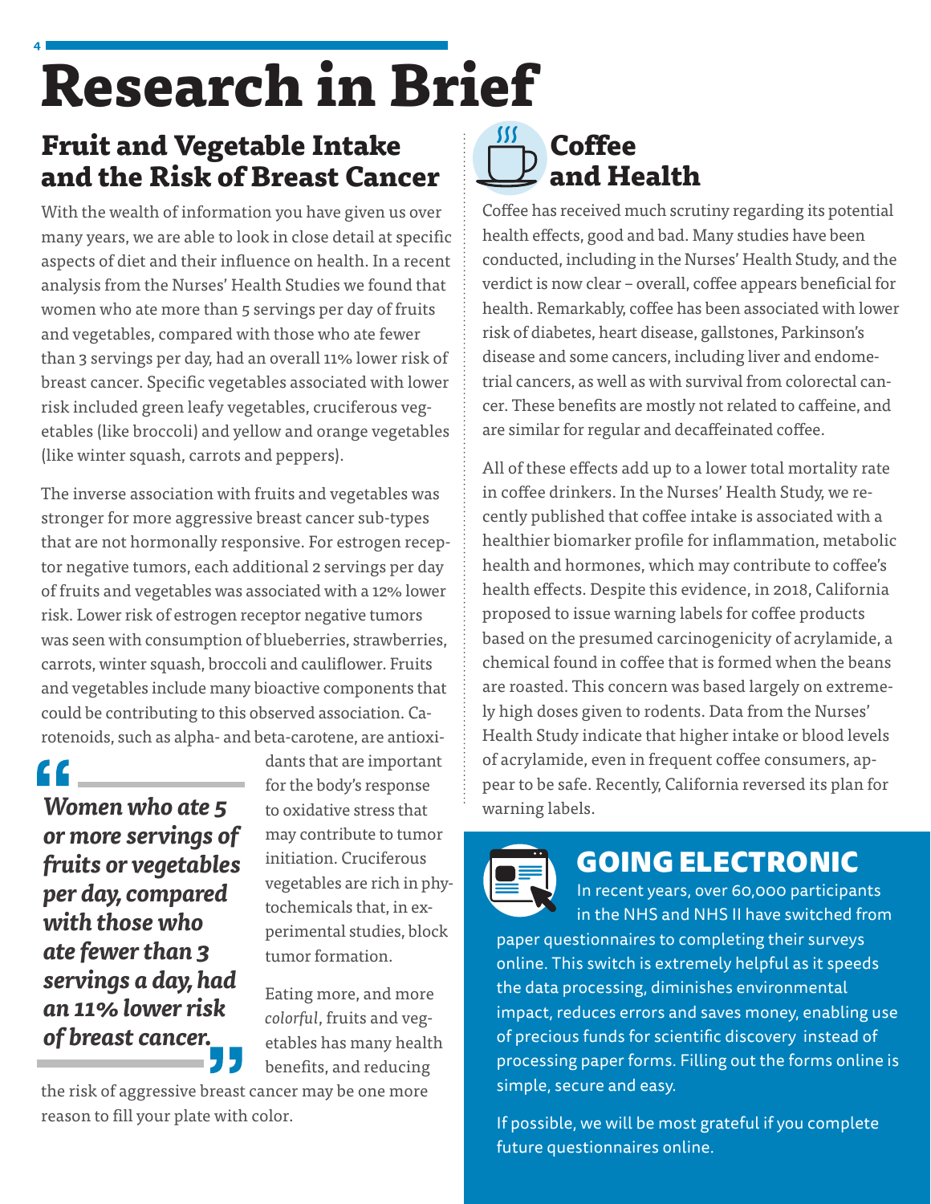# Research in Brief

## Fruit and Vegetable Intake and the Risk of Breast Cancer

With the wealth of information you have given us over many years, we are able to look in close detail at specific aspects of diet and their influence on health. In a recent analysis from the Nurses' Health Studies we found that women who ate more than 5 servings per day of fruits and vegetables, compared with those who ate fewer than 3 servings per day, had an overall 11% lower risk of breast cancer. Specific vegetables associated with lower risk included green leafy vegetables, cruciferous vegetables (like broccoli) and yellow and orange vegetables (like winter squash, carrots and peppers).

The inverse association with fruits and vegetables was stronger for more aggressive breast cancer sub-types that are not hormonally responsive. For estrogen receptor negative tumors, each additional 2 servings per day of fruits and vegetables was associated with a 12% lower risk. Lower risk of estrogen receptor negative tumors was seen with consumption of blueberries, strawberries, carrots, winter squash, broccoli and cauliflower. Fruits and vegetables include many bioactive components that could be contributing to this observed association. Carotenoids, such as alpha- and beta-carotene, are antioxidants that are important for the body's response to oxidative stress that may contribute to tumor initiation. Cruciferous vegetables are rich in phytochemicals that, in experimental studies, block tumor formation.

> ***Women who ate 5 or more servings of fruits or vegetables per day, compared with those who ate fewer than 3 servings a day, had an 11% lower risk of breast cancer.***

Eating more, and more *colorful*, fruits and vegetables has many health benefits, and reducing the risk of aggressive breast cancer may be one more reason to fill your plate with color.

## Coffee and Health

Coffee has received much scrutiny regarding its potential health effects, good and bad. Many studies have been conducted, including in the Nurses' Health Study, and the verdict is now clear – overall, coffee appears beneficial for health. Remarkably, coffee has been associated with lower risk of diabetes, heart disease, gallstones, Parkinson's disease and some cancers, including liver and endometrial cancers, as well as with survival from colorectal cancer. These benefits are mostly not related to caffeine, and are similar for regular and decaffeinated coffee.

All of these effects add up to a lower total mortality rate in coffee drinkers. In the Nurses' Health Study, we recently published that coffee intake is associated with a healthier biomarker profile for inflammation, metabolic health and hormones, which may contribute to coffee's health effects. Despite this evidence, in 2018, California proposed to issue warning labels for coffee products based on the presumed carcinogenicity of acrylamide, a chemical found in coffee that is formed when the beans are roasted. This concern was based largely on extremely high doses given to rodents. Data from the Nurses' Health Study indicate that higher intake or blood levels of acrylamide, even in frequent coffee consumers, appear to be safe. Recently, California reversed its plan for warning labels.

## GOING ELECTRONIC

In recent years, over 60,000 participants in the NHS and NHS II have switched from paper questionnaires to completing their surveys online. This switch is extremely helpful as it speeds the data processing, diminishes environmental impact, reduces errors and saves money, enabling use of precious funds for scientific discovery instead of processing paper forms. Filling out the forms online is simple, secure and easy.

If possible, we will be most grateful if you complete future questionnaires online.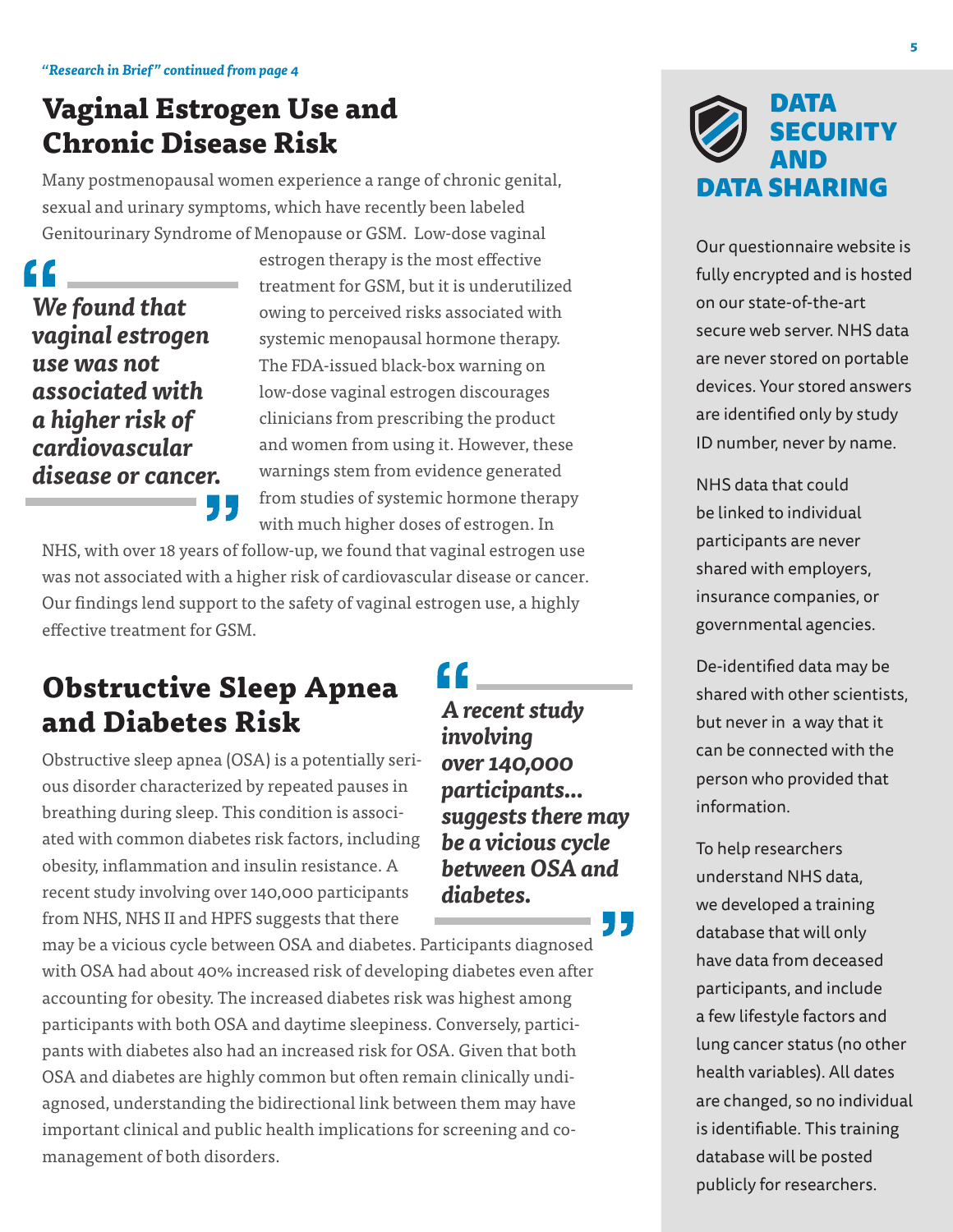*"Research in Brief" continued from page 4*

## Vaginal Estrogen Use and Chronic Disease Risk

Many postmenopausal women experience a range of chronic genital, sexual and urinary symptoms, which have recently been labeled Genitourinary Syndrome of Menopause or GSM. Low-dose vaginal estrogen therapy is the most effective treatment for GSM, but it is underutilized owing to perceived risks associated with systemic menopausal hormone therapy. The FDA-issued black-box warning on low-dose vaginal estrogen discourages clinicians from prescribing the product and women from using it. However, these warnings stem from evidence generated from studies of systemic hormone therapy with much higher doses of estrogen. In NHS, with over 18 years of follow-up, we found that vaginal estrogen use was not associated with a higher risk of cardiovascular disease or cancer. Our findings lend support to the safety of vaginal estrogen use, a highly effective treatment for GSM.

> ***"We found that vaginal estrogen use was not associated with a higher risk of cardiovascular disease or cancer."***

## Obstructive Sleep Apnea and Diabetes Risk

Obstructive sleep apnea (OSA) is a potentially serious disorder characterized by repeated pauses in breathing during sleep. This condition is associated with common diabetes risk factors, including obesity, inflammation and insulin resistance. A recent study involving over 140,000 participants from NHS, NHS II and HPFS suggests that there may be a vicious cycle between OSA and diabetes. Participants diagnosed with OSA had about 40% increased risk of developing diabetes even after accounting for obesity. The increased diabetes risk was highest among participants with both OSA and daytime sleepiness. Conversely, participants with diabetes also had an increased risk for OSA. Given that both OSA and diabetes are highly common but often remain clinically undiagnosed, understanding the bidirectional link between them may have important clinical and public health implications for screening and co-management of both disorders.

> ***"A recent study involving over 140,000 participants... suggests there may be a vicious cycle between OSA and diabetes."***

## DATA SECURITY AND DATA SHARING

Our questionnaire website is fully encrypted and is hosted on our state-of-the-art secure web server. NHS data are never stored on portable devices. Your stored answers are identified only by study ID number, never by name.

NHS data that could be linked to individual participants are never shared with employers, insurance companies, or governmental agencies.

De-identified data may be shared with other scientists, but never in a way that it can be connected with the person who provided that information.

To help researchers understand NHS data, we developed a training database that will only have data from deceased participants, and include a few lifestyle factors and lung cancer status (no other health variables). All dates are changed, so no individual is identifiable. This training database will be posted publicly for researchers.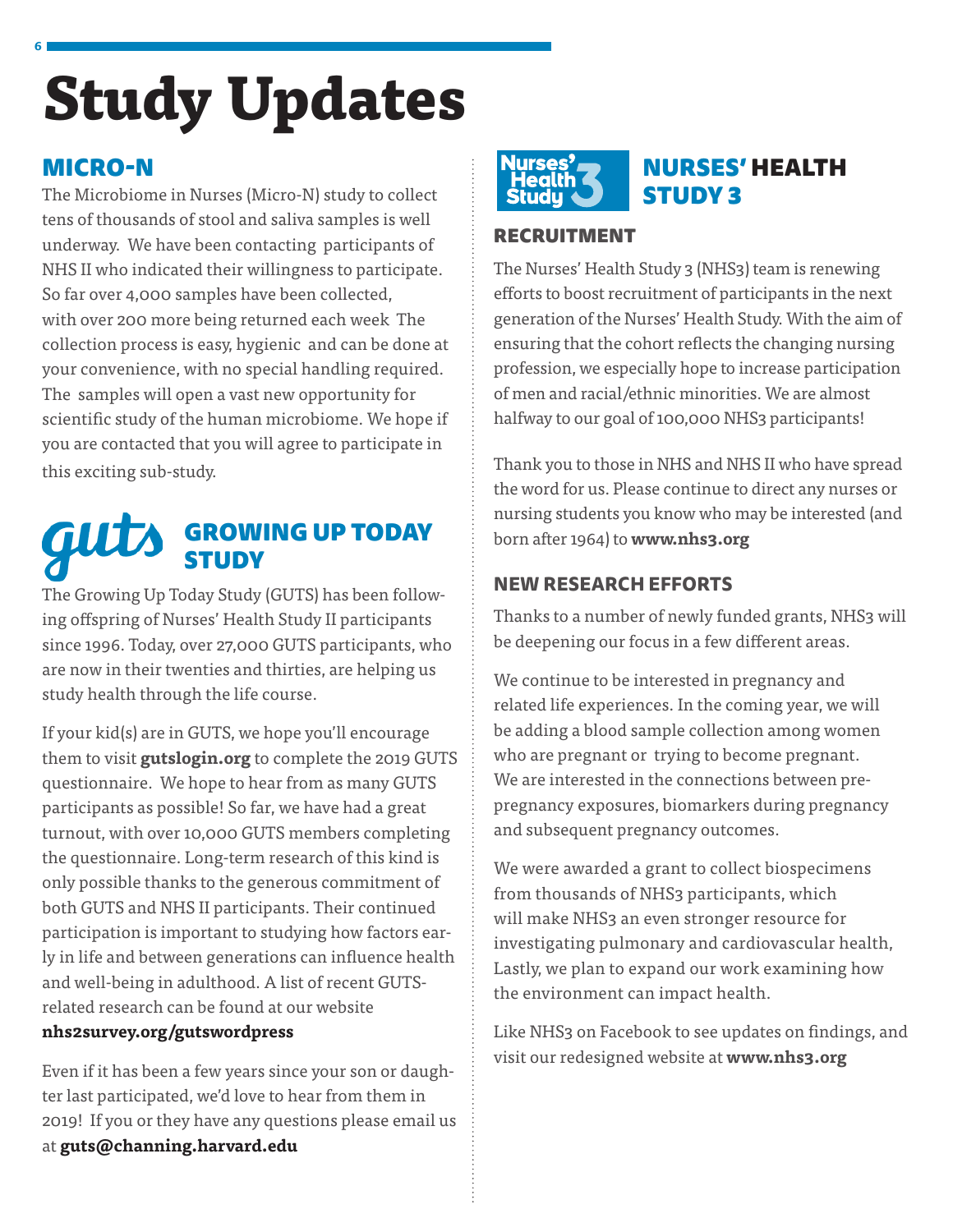# Study Updates

## MICRO-N

The Microbiome in Nurses (Micro-N) study to collect tens of thousands of stool and saliva samples is well underway. We have been contacting participants of NHS II who indicated their willingness to participate. So far over 4,000 samples have been collected, with over 200 more being returned each week The collection process is easy, hygienic and can be done at your convenience, with no special handling required. The samples will open a vast new opportunity for scientific study of the human microbiome. We hope if you are contacted that you will agree to participate in this exciting sub-study.

## guts GROWING UP TODAY STUDY

The Growing Up Today Study (GUTS) has been following offspring of Nurses' Health Study II participants since 1996. Today, over 27,000 GUTS participants, who are now in their twenties and thirties, are helping us study health through the life course.

If your kid(s) are in GUTS, we hope you'll encourage them to visit **gutslogin.org** to complete the 2019 GUTS questionnaire. We hope to hear from as many GUTS participants as possible! So far, we have had a great turnout, with over 10,000 GUTS members completing the questionnaire. Long-term research of this kind is only possible thanks to the generous commitment of both GUTS and NHS II participants. Their continued participation is important to studying how factors early in life and between generations can influence health and well-being in adulthood. A list of recent GUTS-related research can be found at our website **nhs2survey.org/gutswordpress**

Even if it has been a few years since your son or daughter last participated, we'd love to hear from them in 2019! If you or they have any questions please email us at **guts@channing.harvard.edu**

## Nurses' Health Study 3 — NURSES' HEALTH STUDY 3

### RECRUITMENT

The Nurses' Health Study 3 (NHS3) team is renewing efforts to boost recruitment of participants in the next generation of the Nurses' Health Study. With the aim of ensuring that the cohort reflects the changing nursing profession, we especially hope to increase participation of men and racial/ethnic minorities. We are almost halfway to our goal of 100,000 NHS3 participants!

Thank you to those in NHS and NHS II who have spread the word for us. Please continue to direct any nurses or nursing students you know who may be interested (and born after 1964) to **www.nhs3.org**

### NEW RESEARCH EFFORTS

Thanks to a number of newly funded grants, NHS3 will be deepening our focus in a few different areas.

We continue to be interested in pregnancy and related life experiences. In the coming year, we will be adding a blood sample collection among women who are pregnant or trying to become pregnant. We are interested in the connections between pre-pregnancy exposures, biomarkers during pregnancy and subsequent pregnancy outcomes.

We were awarded a grant to collect biospecimens from thousands of NHS3 participants, which will make NHS3 an even stronger resource for investigating pulmonary and cardiovascular health, Lastly, we plan to expand our work examining how the environment can impact health.

Like NHS3 on Facebook to see updates on findings, and visit our redesigned website at **www.nhs3.org**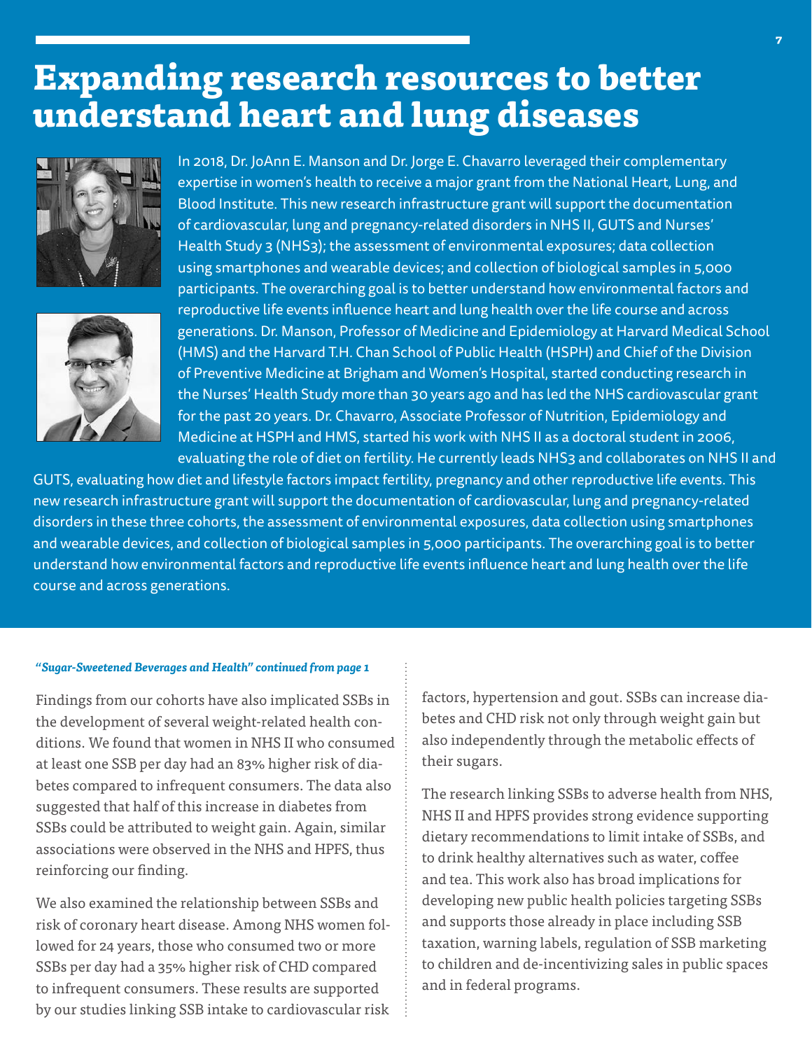# Expanding research resources to better understand heart and lung diseases

In 2018, Dr. JoAnn E. Manson and Dr. Jorge E. Chavarro leveraged their complementary expertise in women's health to receive a major grant from the National Heart, Lung, and Blood Institute. This new research infrastructure grant will support the documentation of cardiovascular, lung and pregnancy-related disorders in NHS II, GUTS and Nurses' Health Study 3 (NHS3); the assessment of environmental exposures; data collection using smartphones and wearable devices; and collection of biological samples in 5,000 participants. The overarching goal is to better understand how environmental factors and reproductive life events influence heart and lung health over the life course and across generations. Dr. Manson, Professor of Medicine and Epidemiology at Harvard Medical School (HMS) and the Harvard T.H. Chan School of Public Health (HSPH) and Chief of the Division of Preventive Medicine at Brigham and Women's Hospital, started conducting research in the Nurses' Health Study more than 30 years ago and has led the NHS cardiovascular grant for the past 20 years. Dr. Chavarro, Associate Professor of Nutrition, Epidemiology and Medicine at HSPH and HMS, started his work with NHS II as a doctoral student in 2006, evaluating the role of diet on fertility. He currently leads NHS3 and collaborates on NHS II and GUTS, evaluating how diet and lifestyle factors impact fertility, pregnancy and other reproductive life events. This new research infrastructure grant will support the documentation of cardiovascular, lung and pregnancy-related disorders in these three cohorts, the assessment of environmental exposures, data collection using smartphones and wearable devices, and collection of biological samples in 5,000 participants. The overarching goal is to better understand how environmental factors and reproductive life events influence heart and lung health over the life course and across generations.

***"Sugar-Sweetened Beverages and Health" continued from page 1***

Findings from our cohorts have also implicated SSBs in the development of several weight-related health conditions. We found that women in NHS II who consumed at least one SSB per day had an 83% higher risk of diabetes compared to infrequent consumers. The data also suggested that half of this increase in diabetes from SSBs could be attributed to weight gain. Again, similar associations were observed in the NHS and HPFS, thus reinforcing our finding.

We also examined the relationship between SSBs and risk of coronary heart disease. Among NHS women followed for 24 years, those who consumed two or more SSBs per day had a 35% higher risk of CHD compared to infrequent consumers. These results are supported by our studies linking SSB intake to cardiovascular risk factors, hypertension and gout. SSBs can increase diabetes and CHD risk not only through weight gain but also independently through the metabolic effects of their sugars.

The research linking SSBs to adverse health from NHS, NHS II and HPFS provides strong evidence supporting dietary recommendations to limit intake of SSBs, and to drink healthy alternatives such as water, coffee and tea. This work also has broad implications for developing new public health policies targeting SSBs and supports those already in place including SSB taxation, warning labels, regulation of SSB marketing to children and de-incentivizing sales in public spaces and in federal programs.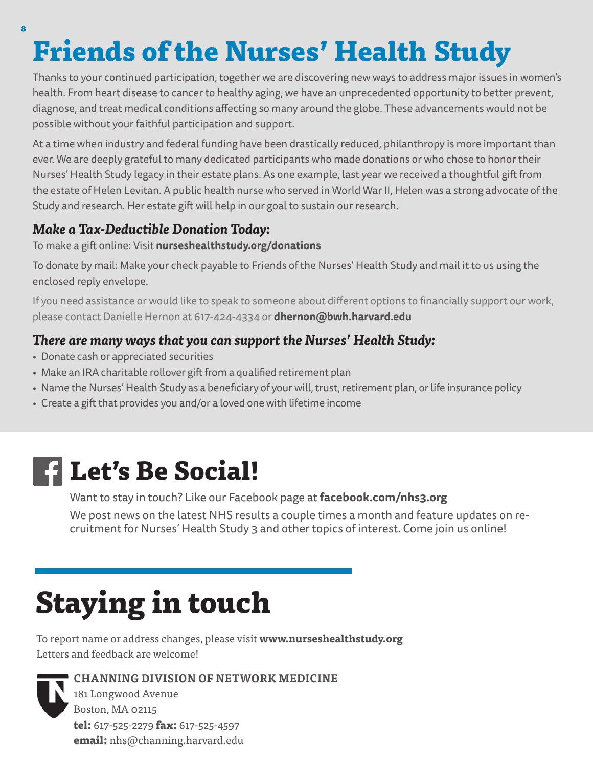# Friends of the Nurses' Health Study

Thanks to your continued participation, together we are discovering new ways to address major issues in women's health. From heart disease to cancer to healthy aging, we have an unprecedented opportunity to better prevent, diagnose, and treat medical conditions affecting so many around the globe. These advancements would not be possible without your faithful participation and support.

At a time when industry and federal funding have been drastically reduced, philanthropy is more important than ever. We are deeply grateful to many dedicated participants who made donations or who chose to honor their Nurses' Health Study legacy in their estate plans. As one example, last year we received a thoughtful gift from the estate of Helen Levitan. A public health nurse who served in World War II, Helen was a strong advocate of the Study and research. Her estate gift will help in our goal to sustain our research.

### *Make a Tax-Deductible Donation Today:*

To make a gift online: Visit **nurseshealthstudy.org/donations**

To donate by mail: Make your check payable to Friends of the Nurses' Health Study and mail it to us using the enclosed reply envelope.

If you need assistance or would like to speak to someone about different options to financially support our work, please contact Danielle Hernon at 617-424-4334 or **dhernon@bwh.harvard.edu**

### *There are many ways that you can support the Nurses' Health Study:*

- Donate cash or appreciated securities
- Make an IRA charitable rollover gift from a qualified retirement plan
- Name the Nurses' Health Study as a beneficiary of your will, trust, retirement plan, or life insurance policy
- Create a gift that provides you and/or a loved one with lifetime income

# Let's Be Social!

Want to stay in touch? Like our Facebook page at **facebook.com/nhs3.org**

We post news on the latest NHS results a couple times a month and feature updates on recruitment for Nurses' Health Study 3 and other topics of interest. Come join us online!

# Staying in touch

To report name or address changes, please visit **www.nurseshealthstudy.org**
Letters and feedback are welcome!

**CHANNING DIVISION OF NETWORK MEDICINE**
181 Longwood Avenue
Boston, MA 02115
**tel:** 617-525-2279 **fax:** 617-525-4597
**email:** nhs@channing.harvard.edu